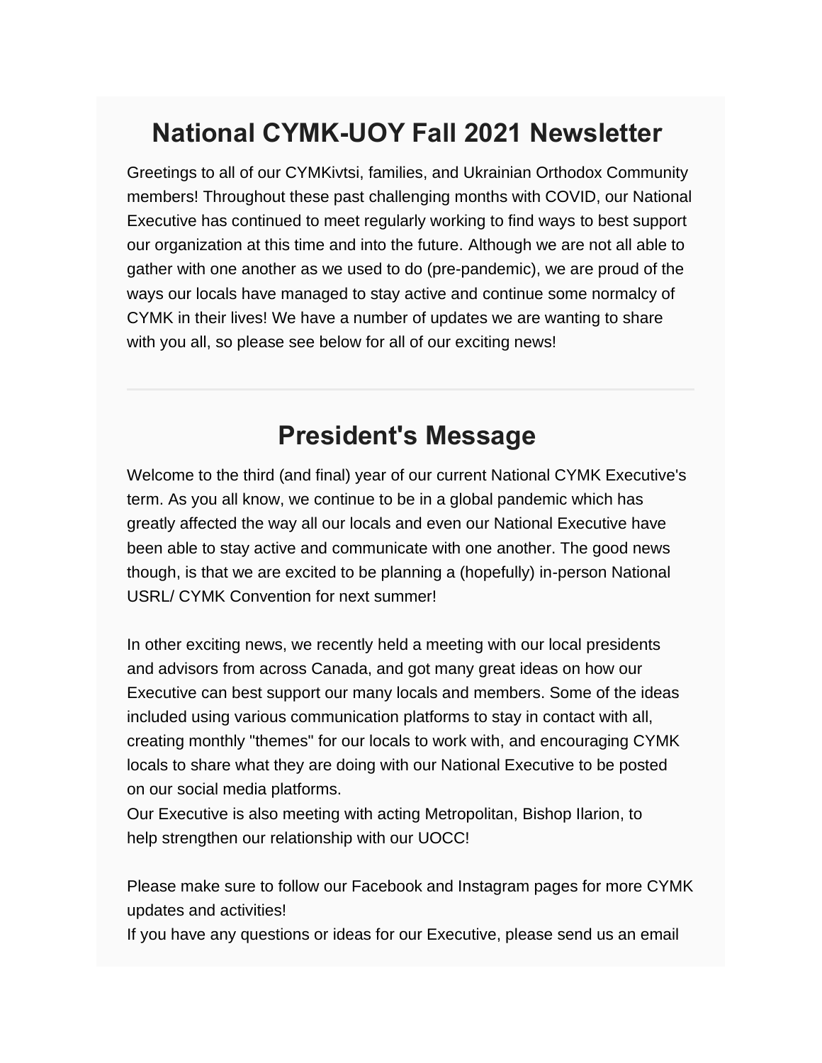# National CYMK-UOY Fall 2021 Newsletter

Greetings to all of our CYMKivtsi, families, and Ukrainian Orthodox Community members! Throughout these past challenging months with COVID, our National Executive has continued to meet regularly working to find ways to best support our organization at this time and into the future. Although we are not all able to gather with one another as we used to do (pre-pandemic), we are proud of the ways our locals have managed to stay active and continue some normalcy of CYMK in their lives! We have a number of updates we are wanting to share with you all, so please see below for all of our exciting news!

---

## President's Message

Welcome to the third (and final) year of our current National CYMK Executive's term. As you all know, we continue to be in a global pandemic which has greatly affected the way all our locals and even our National Executive have been able to stay active and communicate with one another. The good news though, is that we are excited to be planning a (hopefully) in-person National USRL/ CYMK Convention for next summer!

In other exciting news, we recently held a meeting with our local presidents and advisors from across Canada, and got many great ideas on how our Executive can best support our many locals and members. Some of the ideas included using various communication platforms to stay in contact with all, creating monthly "themes" for our locals to work with, and encouraging CYMK locals to share what they are doing with our National Executive to be posted on our social media platforms.
Our Executive is also meeting with acting Metropolitan, Bishop Ilarion, to help strengthen our relationship with our UOCC!

Please make sure to follow our Facebook and Instagram pages for more CYMK updates and activities!
If you have any questions or ideas for our Executive, please send us an email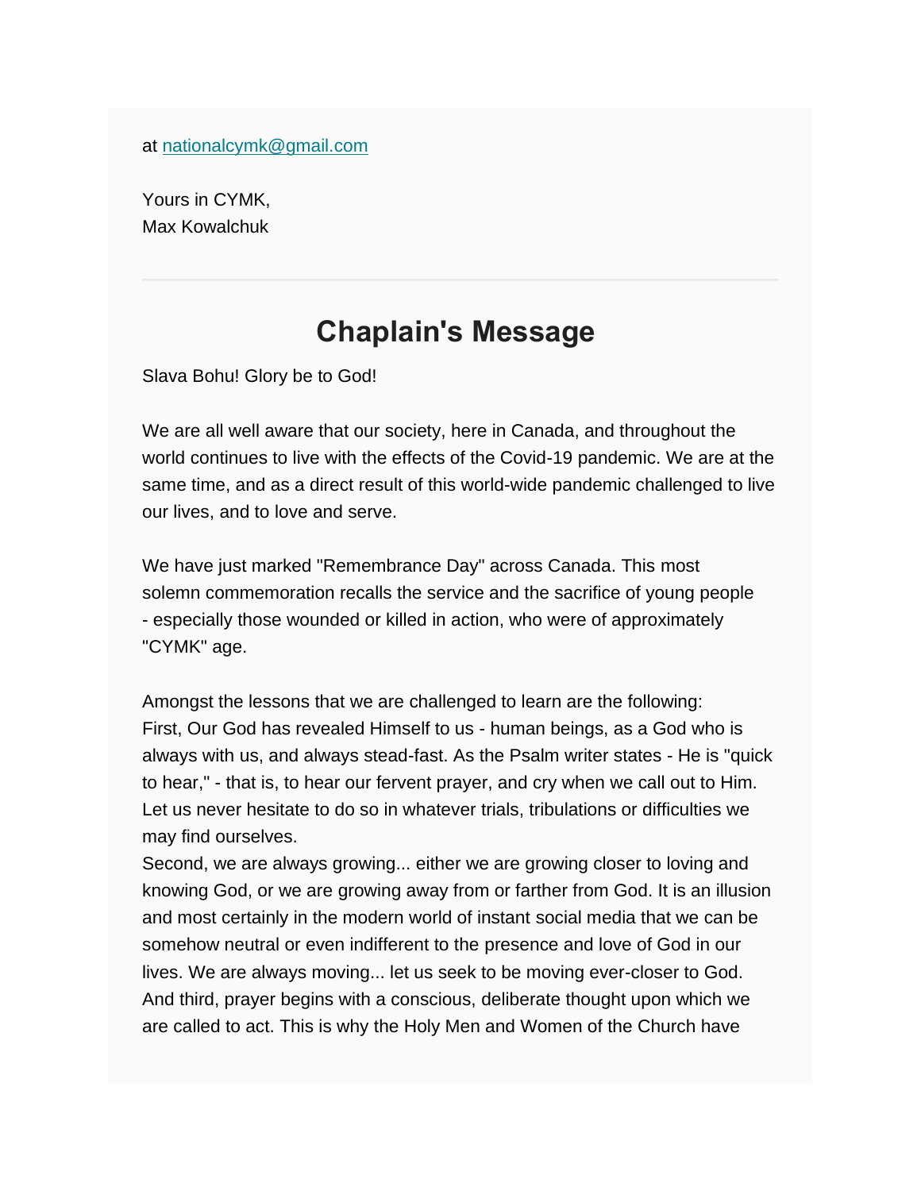at [nationalcymk@gmail.com](mailto:nationalcymk@gmail.com)

Yours in CYMK,
Max Kowalchuk

---

## Chaplain's Message

Slava Bohu! Glory be to God!

We are all well aware that our society, here in Canada, and throughout the world continues to live with the effects of the Covid-19 pandemic. We are at the same time, and as a direct result of this world-wide pandemic challenged to live our lives, and to love and serve.

We have just marked "Remembrance Day" across Canada. This most solemn commemoration recalls the service and the sacrifice of young people - especially those wounded or killed in action, who were of approximately "CYMK" age.

Amongst the lessons that we are challenged to learn are the following:
First, Our God has revealed Himself to us - human beings, as a God who is always with us, and always stead-fast. As the Psalm writer states - He is "quick to hear," - that is, to hear our fervent prayer, and cry when we call out to Him. Let us never hesitate to do so in whatever trials, tribulations or difficulties we may find ourselves.
Second, we are always growing... either we are growing closer to loving and knowing God, or we are growing away from or farther from God. It is an illusion and most certainly in the modern world of instant social media that we can be somehow neutral or even indifferent to the presence and love of God in our lives. We are always moving... let us seek to be moving ever-closer to God.
And third, prayer begins with a conscious, deliberate thought upon which we are called to act. This is why the Holy Men and Women of the Church have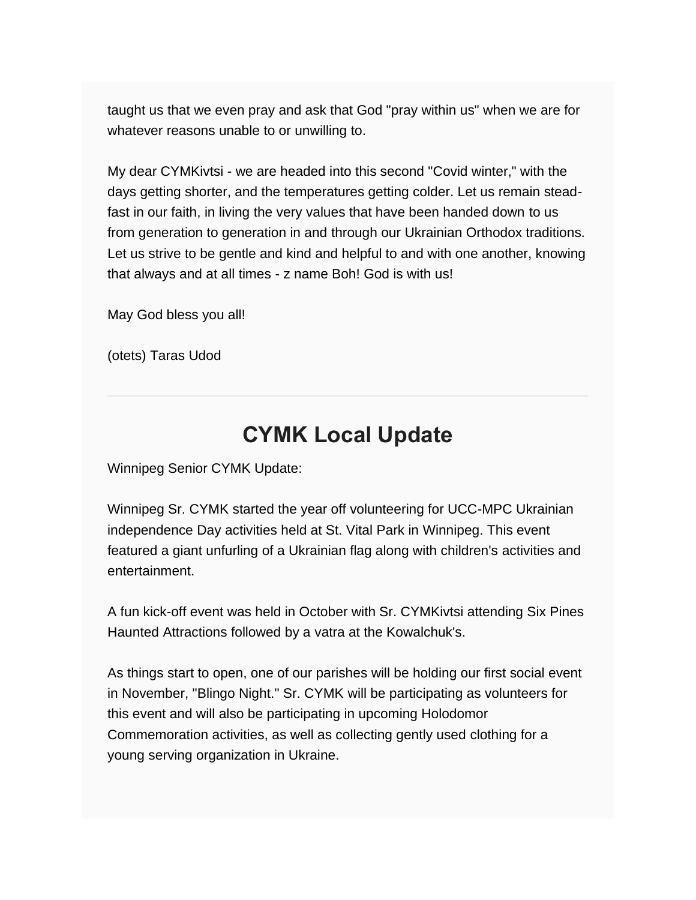taught us that we even pray and ask that God "pray within us" when we are for whatever reasons unable to or unwilling to.

My dear CYMKivtsi - we are headed into this second "Covid winter," with the days getting shorter, and the temperatures getting colder. Let us remain stead-fast in our faith, in living the very values that have been handed down to us from generation to generation in and through our Ukrainian Orthodox traditions. Let us strive to be gentle and kind and helpful to and with one another, knowing that always and at all times - z name Boh! God is with us!

May God bless you all!

(otets) Taras Udod

---

# CYMK Local Update

Winnipeg Senior CYMK Update:

Winnipeg Sr. CYMK started the year off volunteering for UCC-MPC Ukrainian independence Day activities held at St. Vital Park in Winnipeg. This event featured a giant unfurling of a Ukrainian flag along with children's activities and entertainment.

A fun kick-off event was held in October with Sr. CYMKivtsi attending Six Pines Haunted Attractions followed by a vatra at the Kowalchuk's.

As things start to open, one of our parishes will be holding our first social event in November, "Blingo Night." Sr. CYMK will be participating as volunteers for this event and will also be participating in upcoming Holodomor Commemoration activities, as well as collecting gently used clothing for a young serving organization in Ukraine.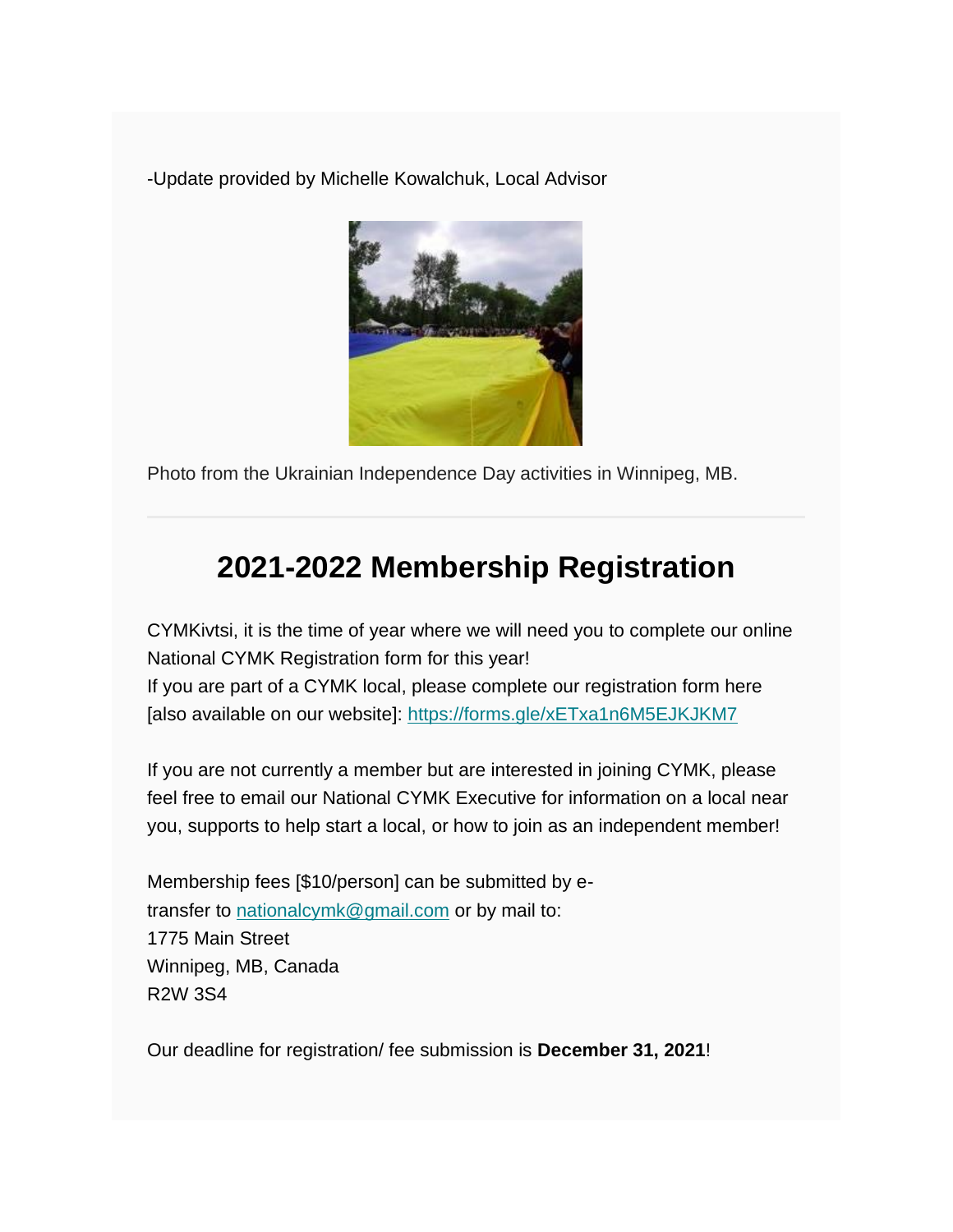-Update provided by Michelle Kowalchuk, Local Advisor

Photo from the Ukrainian Independence Day activities in Winnipeg, MB.

---

## 2021-2022 Membership Registration

CYMKivtsi, it is the time of year where we will need you to complete our online National CYMK Registration form for this year!
If you are part of a CYMK local, please complete our registration form here [also available on our website]: https://forms.gle/xETxa1n6M5EJKJKM7

If you are not currently a member but are interested in joining CYMK, please feel free to email our National CYMK Executive for information on a local near you, supports to help start a local, or how to join as an independent member!

Membership fees [$10/person] can be submitted by e-transfer to nationalcymk@gmail.com or by mail to:
1775 Main Street
Winnipeg, MB, Canada
R2W 3S4

Our deadline for registration/ fee submission is **December 31, 2021**!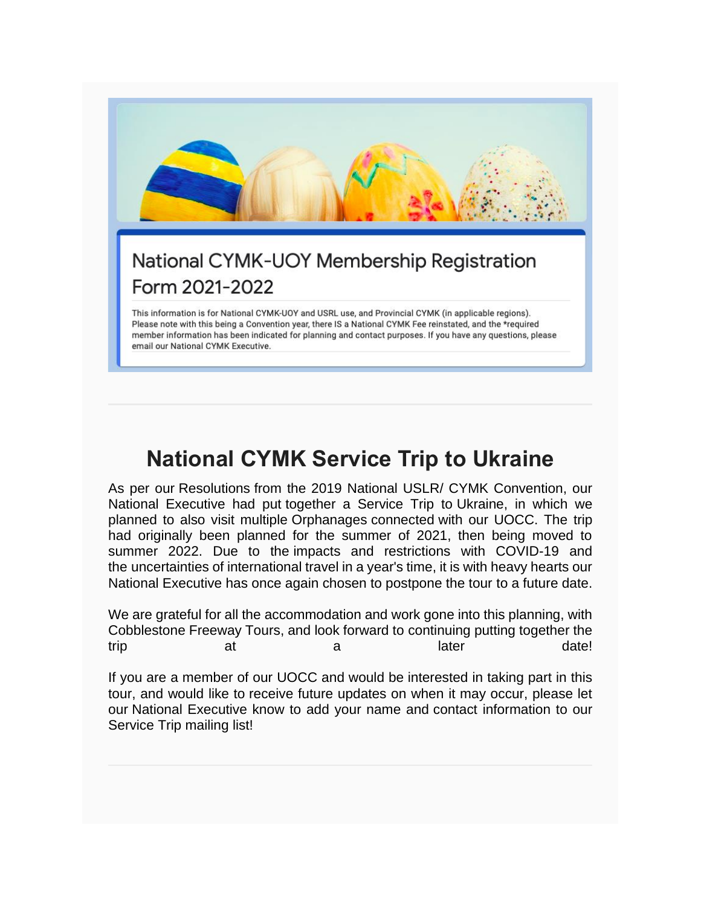## National CYMK-UOY Membership Registration Form 2021-2022

This information is for National CYMK-UOY and USRL use, and Provincial CYMK (in applicable regions). Please note with this being a Convention year, there IS a National CYMK Fee reinstated, and the *required member information has been indicated for planning and contact purposes. If you have any questions, please email our National CYMK Executive.

---

# National CYMK Service Trip to Ukraine

As per our Resolutions from the 2019 National USLR/ CYMK Convention, our National Executive had put together a Service Trip to Ukraine, in which we planned to also visit multiple Orphanages connected with our UOCC. The trip had originally been planned for the summer of 2021, then being moved to summer 2022. Due to the impacts and restrictions with COVID-19 and the uncertainties of international travel in a year's time, it is with heavy hearts our National Executive has once again chosen to postpone the tour to a future date.

We are grateful for all the accommodation and work gone into this planning, with Cobblestone Freeway Tours, and look forward to continuing putting together the trip at a later date!

If you are a member of our UOCC and would be interested in taking part in this tour, and would like to receive future updates on when it may occur, please let our National Executive know to add your name and contact information to our Service Trip mailing list!

---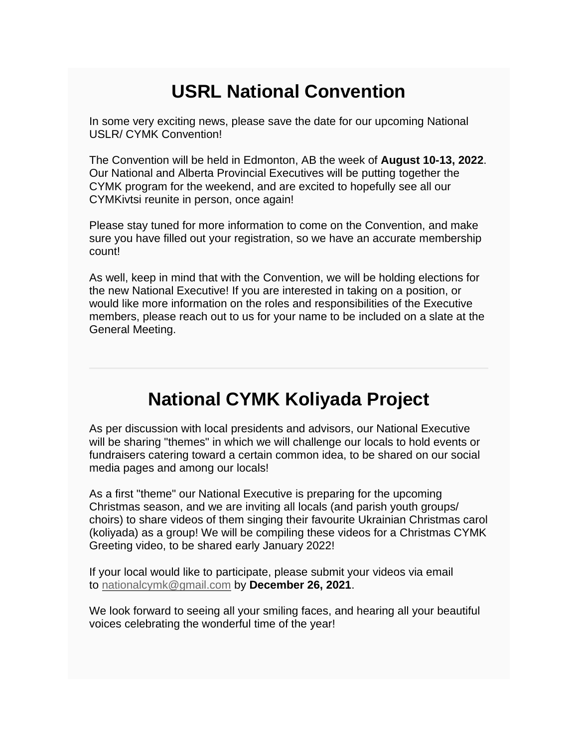# USRL National Convention

In some very exciting news, please save the date for our upcoming National USLR/ CYMK Convention!

The Convention will be held in Edmonton, AB the week of **August 10-13, 2022**. Our National and Alberta Provincial Executives will be putting together the CYMK program for the weekend, and are excited to hopefully see all our CYMKivtsi reunite in person, once again!

Please stay tuned for more information to come on the Convention, and make sure you have filled out your registration, so we have an accurate membership count!

As well, keep in mind that with the Convention, we will be holding elections for the new National Executive! If you are interested in taking on a position, or would like more information on the roles and responsibilities of the Executive members, please reach out to us for your name to be included on a slate at the General Meeting.

---

# National CYMK Koliyada Project

As per discussion with local presidents and advisors, our National Executive will be sharing "themes" in which we will challenge our locals to hold events or fundraisers catering toward a certain common idea, to be shared on our social media pages and among our locals!

As a first "theme" our National Executive is preparing for the upcoming Christmas season, and we are inviting all locals (and parish youth groups/ choirs) to share videos of them singing their favourite Ukrainian Christmas carol (koliyada) as a group! We will be compiling these videos for a Christmas CYMK Greeting video, to be shared early January 2022!

If your local would like to participate, please submit your videos via email to nationalcymk@gmail.com by **December 26, 2021**.

We look forward to seeing all your smiling faces, and hearing all your beautiful voices celebrating the wonderful time of the year!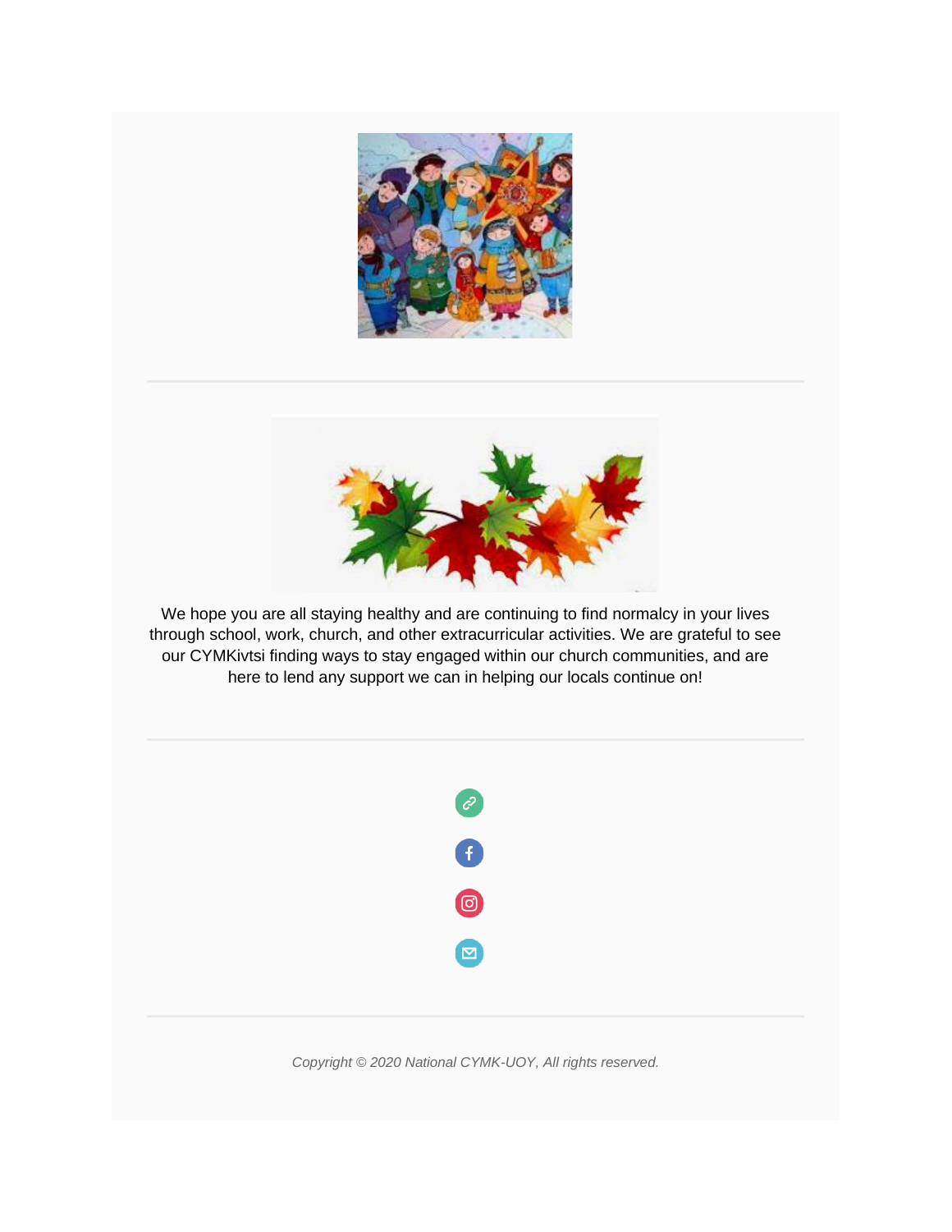We hope you are all staying healthy and are continuing to find normalcy in your lives through school, work, church, and other extracurricular activities. We are grateful to see our CYMKivtsi finding ways to stay engaged within our church communities, and are here to lend any support we can in helping our locals continue on!

*Copyright © 2020 National CYMK-UOY, All rights reserved.*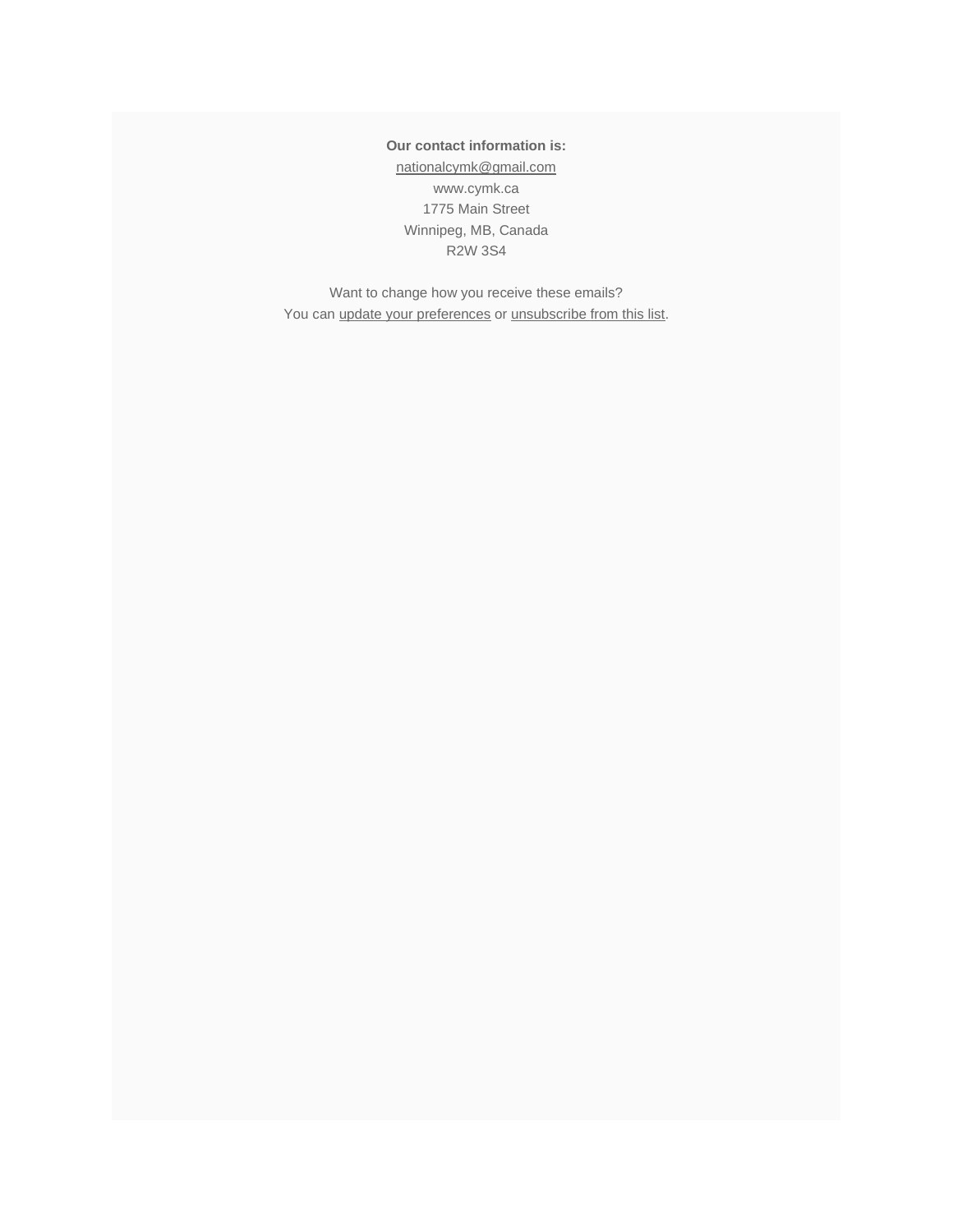**Our contact information is:**
nationalcymk@gmail.com
www.cymk.ca
1775 Main Street
Winnipeg, MB, Canada
R2W 3S4

Want to change how you receive these emails?
You can update your preferences or unsubscribe from this list.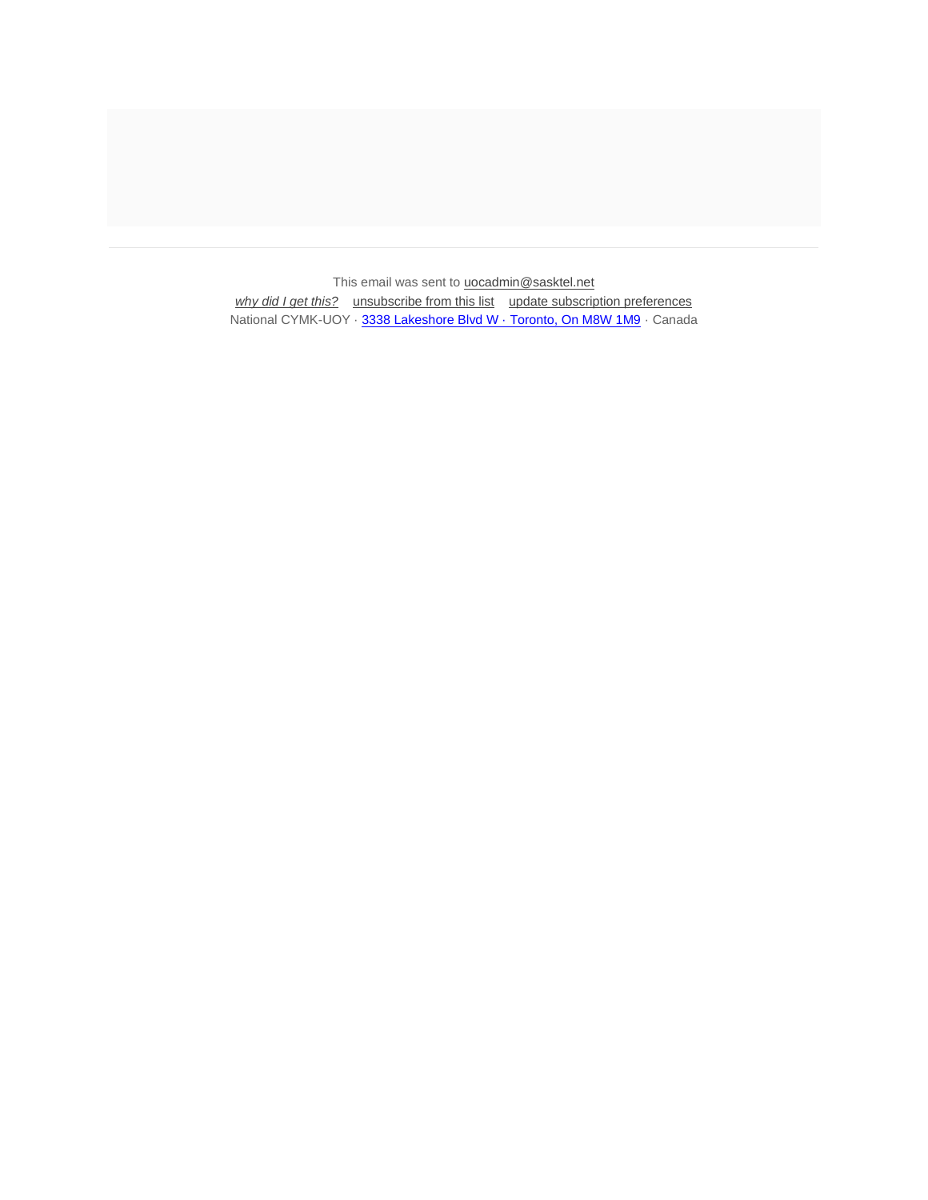This email was sent to uocadmin@sasktel.net

*why did I get this?* unsubscribe from this list update subscription preferences

National CYMK-UOY · 3338 Lakeshore Blvd W · Toronto, On M8W 1M9 · Canada